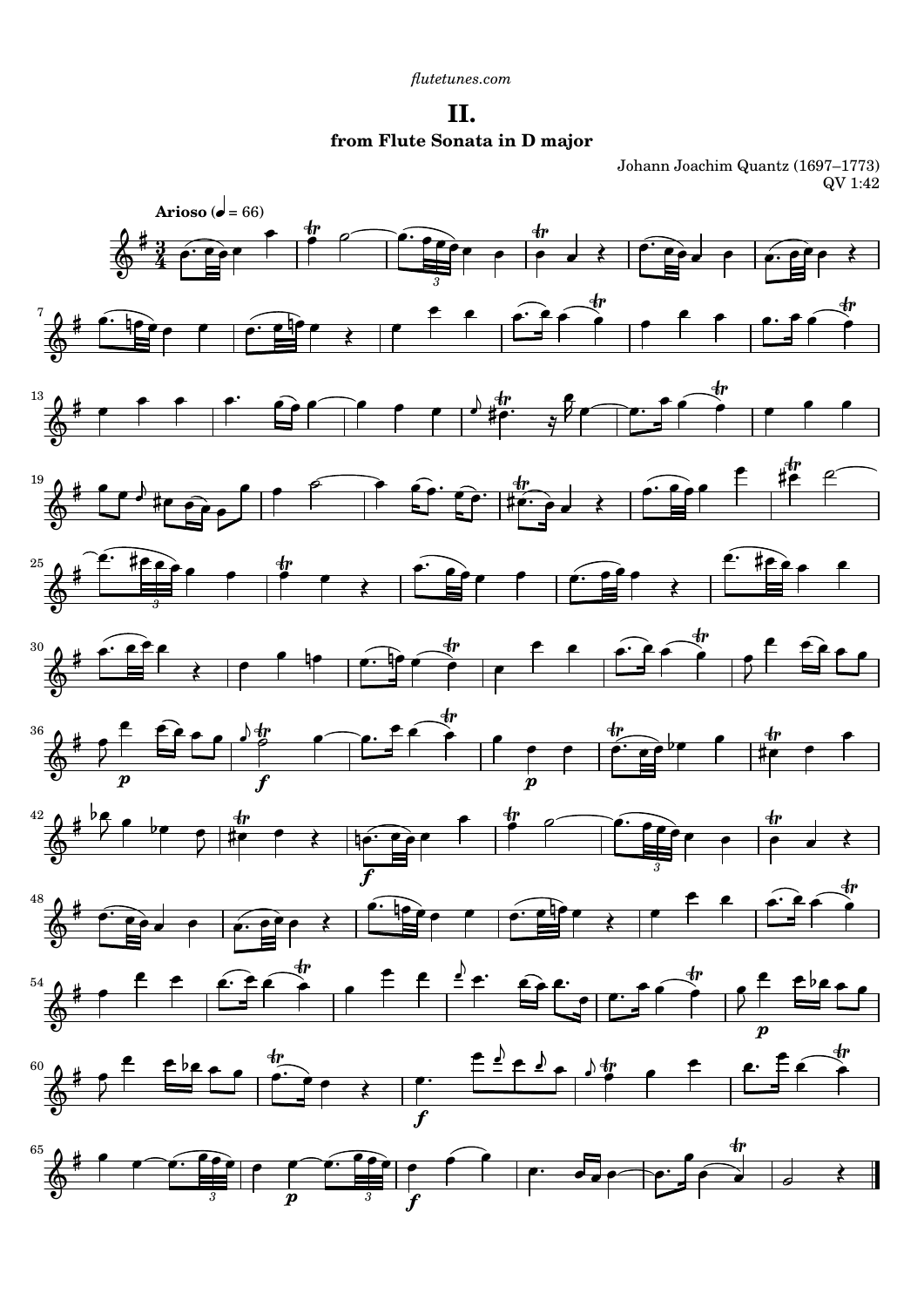*flutetunes.com*

# II.

### from Flute Sonata in D major

Johann Joachim Quantz (1697–1773)
QV 1:42

**Arioso** (♩ = 66)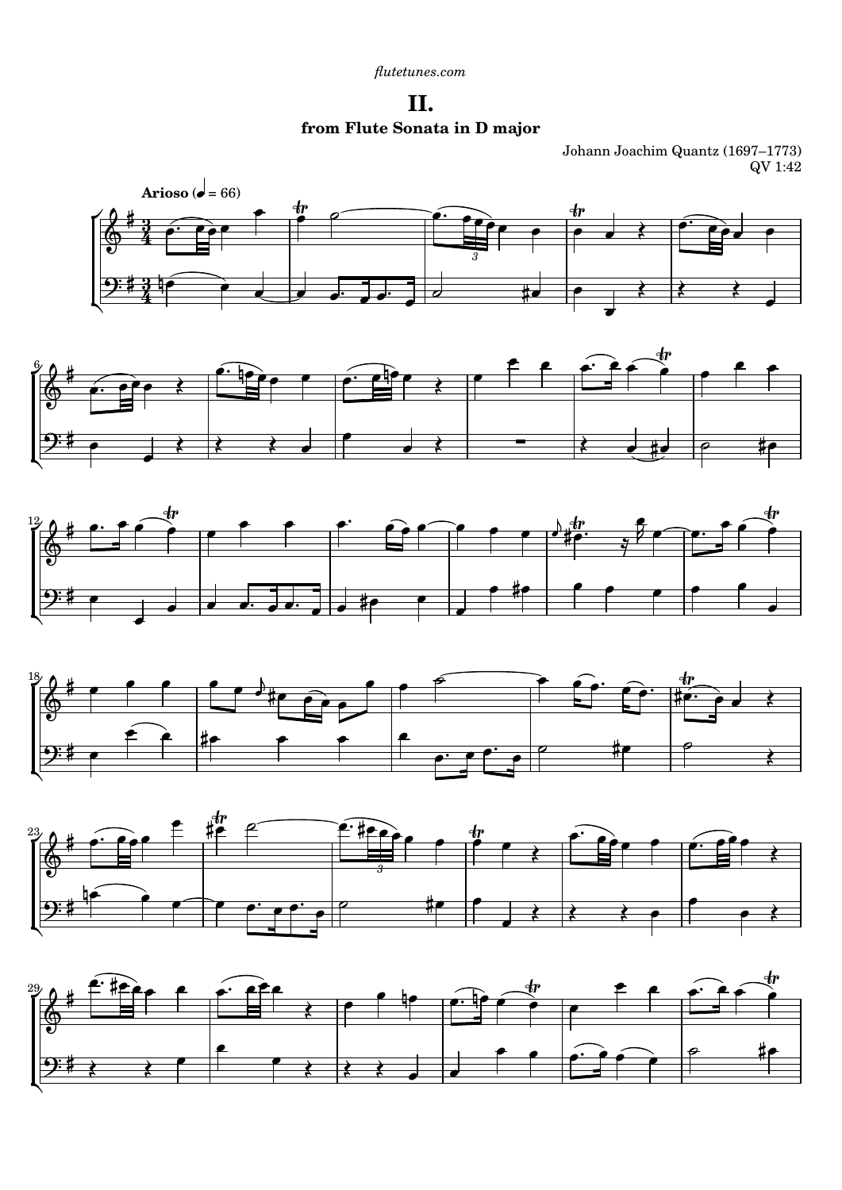*flutetunes.com*

# II.

### from Flute Sonata in D major

Johann Joachim Quantz (1697–1773)
QV 1:42

**Arioso** (♩ = 66)